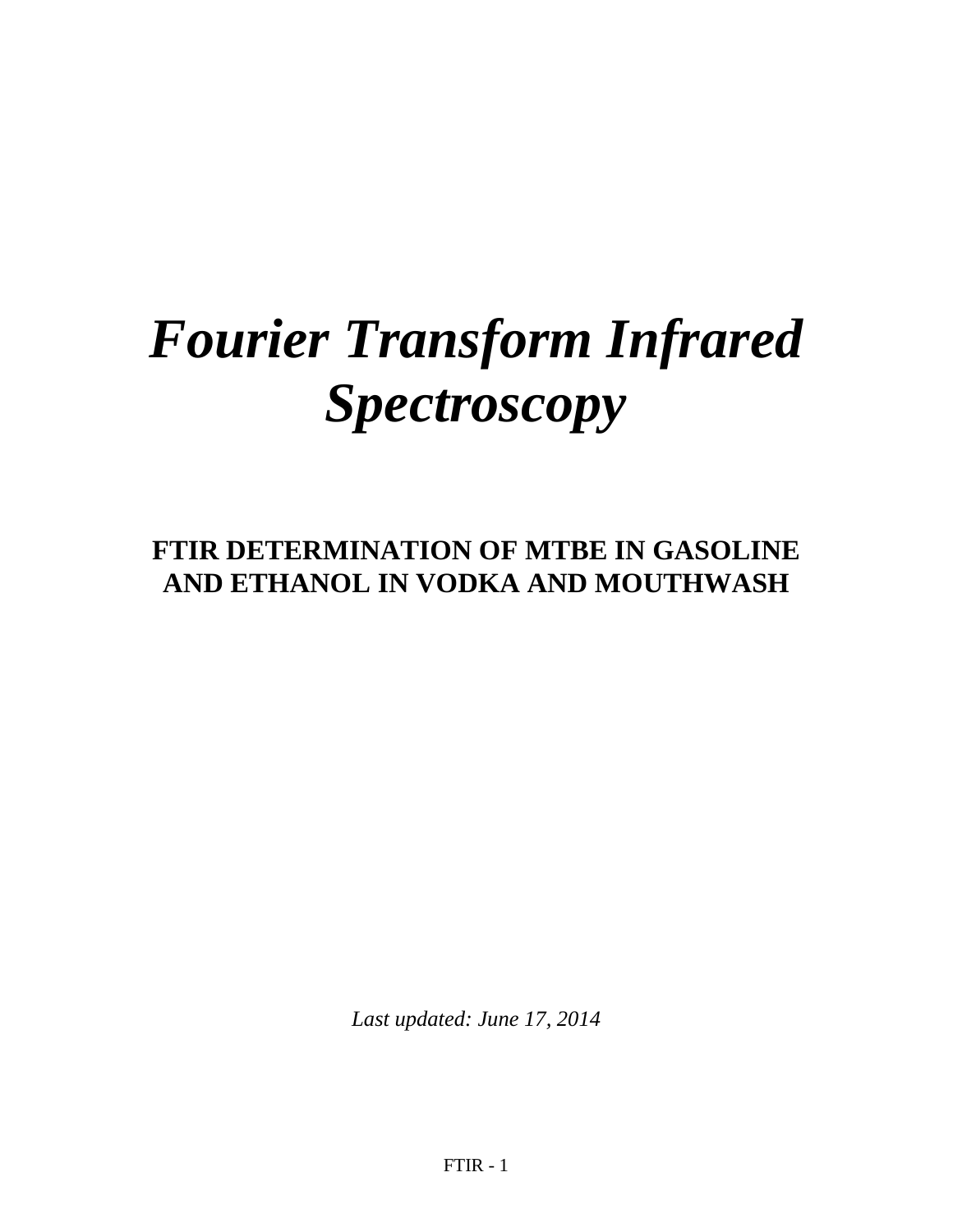# *Fourier Transform Infrared Spectroscopy*

## FTIR DETERMINATION OF MTBE IN GASOLINE AND ETHANOL IN VODKA AND MOUTHWASH

*Last updated: June 17, 2014*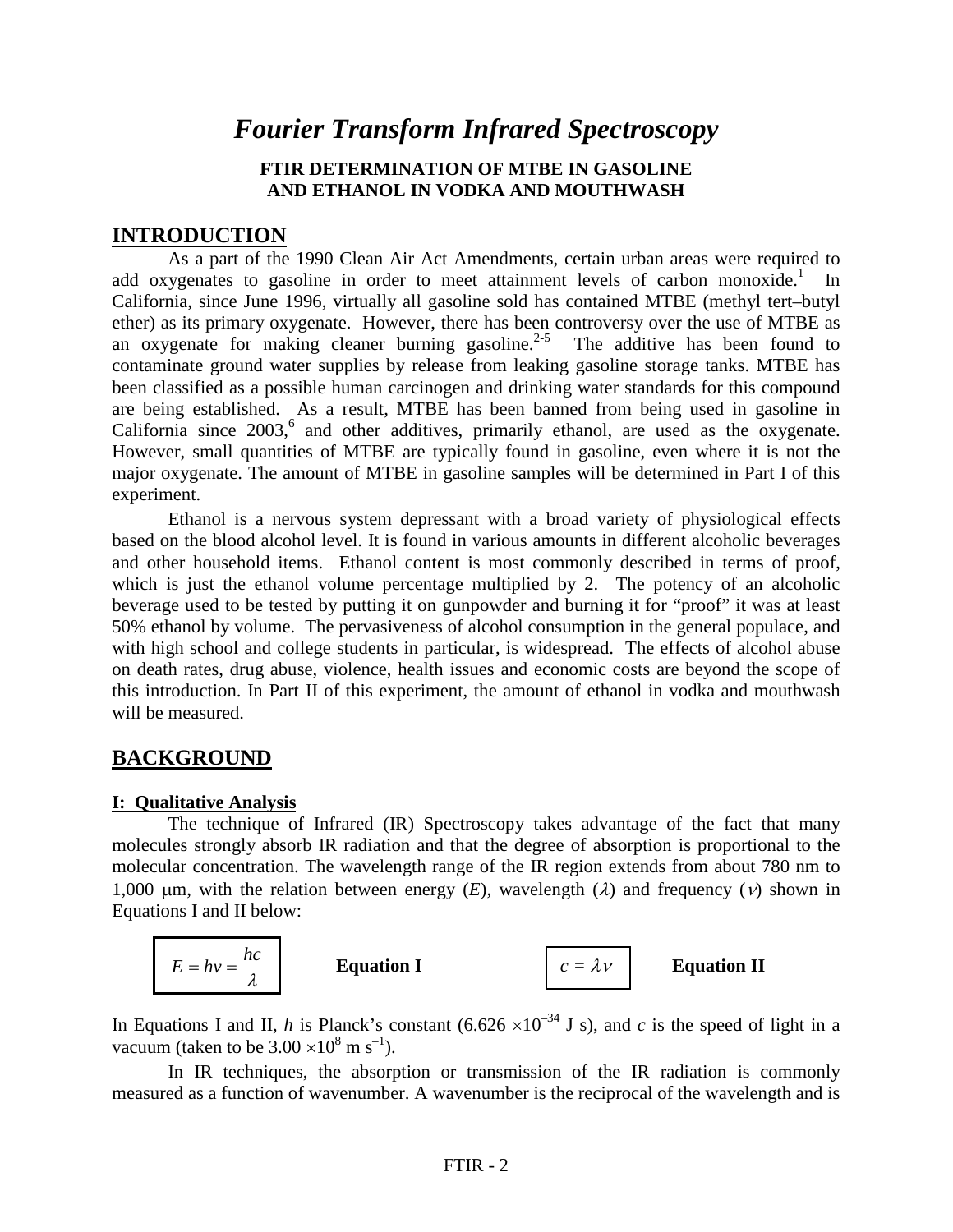# *Fourier Transform Infrared Spectroscopy*

**FTIR DETERMINATION OF MTBE IN GASOLINE AND ETHANOL IN VODKA AND MOUTHWASH**

## INTRODUCTION

As a part of the 1990 Clean Air Act Amendments, certain urban areas were required to add oxygenates to gasoline in order to meet attainment levels of carbon monoxide.[1] In California, since June 1996, virtually all gasoline sold has contained MTBE (methyl tert–butyl ether) as its primary oxygenate. However, there has been controversy over the use of MTBE as an oxygenate for making cleaner burning gasoline.[2-5] The additive has been found to contaminate ground water supplies by release from leaking gasoline storage tanks. MTBE has been classified as a possible human carcinogen and drinking water standards for this compound are being established. As a result, MTBE has been banned from being used in gasoline in California since 2003,[6] and other additives, primarily ethanol, are used as the oxygenate. However, small quantities of MTBE are typically found in gasoline, even where it is not the major oxygenate. The amount of MTBE in gasoline samples will be determined in Part I of this experiment.

Ethanol is a nervous system depressant with a broad variety of physiological effects based on the blood alcohol level. It is found in various amounts in different alcoholic beverages and other household items. Ethanol content is most commonly described in terms of proof, which is just the ethanol volume percentage multiplied by 2. The potency of an alcoholic beverage used to be tested by putting it on gunpowder and burning it for "proof" it was at least 50% ethanol by volume. The pervasiveness of alcohol consumption in the general populace, and with high school and college students in particular, is widespread. The effects of alcohol abuse on death rates, drug abuse, violence, health issues and economic costs are beyond the scope of this introduction. In Part II of this experiment, the amount of ethanol in vodka and mouthwash will be measured.

## BACKGROUND

### I: Qualitative Analysis

The technique of Infrared (IR) Spectroscopy takes advantage of the fact that many molecules strongly absorb IR radiation and that the degree of absorption is proportional to the molecular concentration. The wavelength range of the IR region extends from about 780 nm to 1,000 μm, with the relation between energy ($E$), wavelength ($\lambda$) and frequency ($\nu$) shown in Equations I and II below:

$$E = h\nu = \frac{hc}{\lambda} \qquad \textbf{Equation I}$$

$$c = \lambda \nu \qquad \textbf{Equation II}$$

In Equations I and II, $h$ is Planck's constant ($6.626 \times 10^{-34}$ J s), and $c$ is the speed of light in a vacuum (taken to be $3.00 \times 10^{8}$ m s$^{-1}$).

In IR techniques, the absorption or transmission of the IR radiation is commonly measured as a function of wavenumber. A wavenumber is the reciprocal of the wavelength and is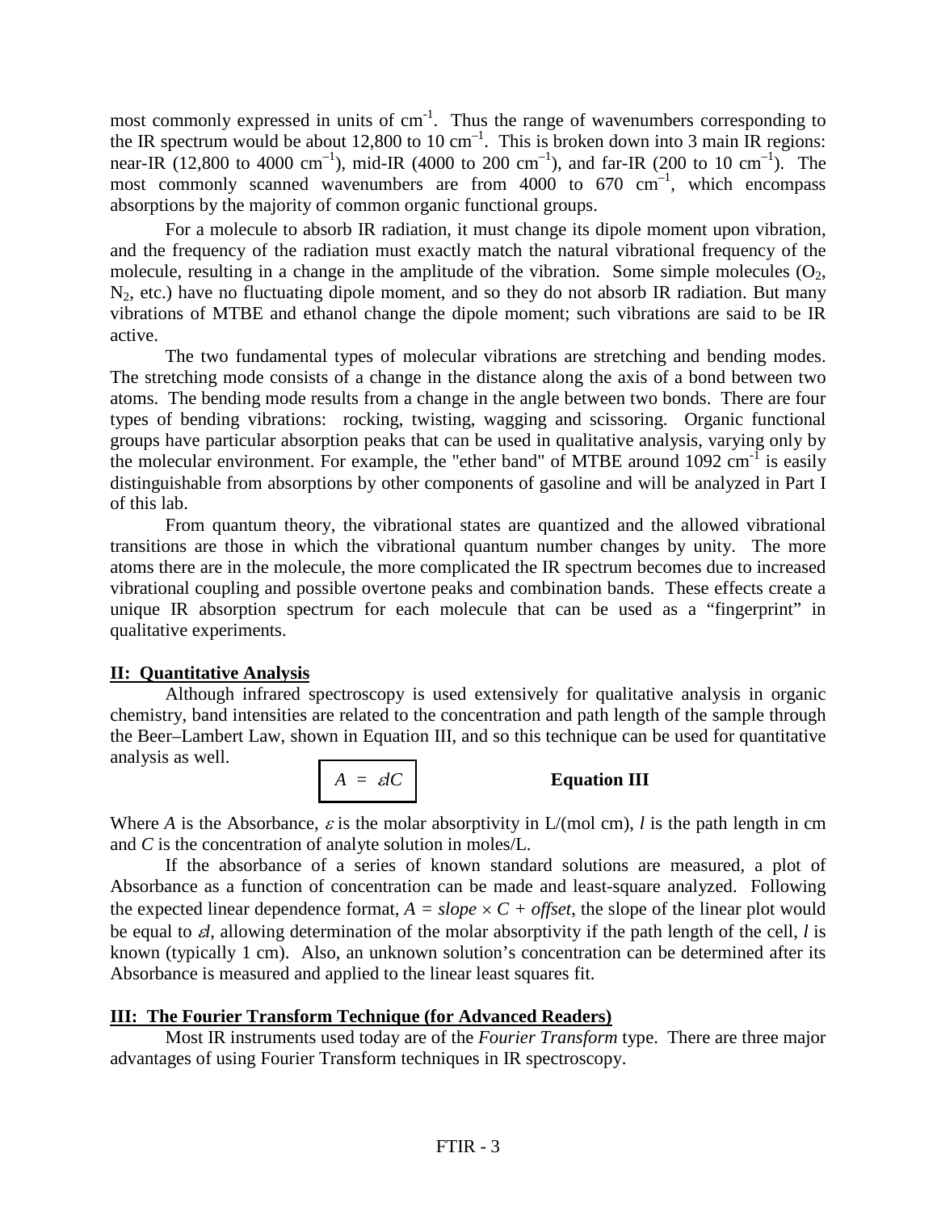most commonly expressed in units of $cm^{-1}$. Thus the range of wavenumbers corresponding to the IR spectrum would be about 12,800 to 10 $cm^{-1}$. This is broken down into 3 main IR regions: near-IR (12,800 to 4000 $cm^{-1}$), mid-IR (4000 to 200 $cm^{-1}$), and far-IR (200 to 10 $cm^{-1}$). The most commonly scanned wavenumbers are from 4000 to 670 $cm^{-1}$, which encompass absorptions by the majority of common organic functional groups.

For a molecule to absorb IR radiation, it must change its dipole moment upon vibration, and the frequency of the radiation must exactly match the natural vibrational frequency of the molecule, resulting in a change in the amplitude of the vibration. Some simple molecules ($O_2$, $N_2$, etc.) have no fluctuating dipole moment, and so they do not absorb IR radiation. But many vibrations of MTBE and ethanol change the dipole moment; such vibrations are said to be IR active.

The two fundamental types of molecular vibrations are stretching and bending modes. The stretching mode consists of a change in the distance along the axis of a bond between two atoms. The bending mode results from a change in the angle between two bonds. There are four types of bending vibrations: rocking, twisting, wagging and scissoring. Organic functional groups have particular absorption peaks that can be used in qualitative analysis, varying only by the molecular environment. For example, the "ether band" of MTBE around 1092 $cm^{-1}$ is easily distinguishable from absorptions by other components of gasoline and will be analyzed in Part I of this lab.

From quantum theory, the vibrational states are quantized and the allowed vibrational transitions are those in which the vibrational quantum number changes by unity. The more atoms there are in the molecule, the more complicated the IR spectrum becomes due to increased vibrational coupling and possible overtone peaks and combination bands. These effects create a unique IR absorption spectrum for each molecule that can be used as a "fingerprint" in qualitative experiments.

## II: Quantitative Analysis

Although infrared spectroscopy is used extensively for qualitative analysis in organic chemistry, band intensities are related to the concentration and path length of the sample through the Beer–Lambert Law, shown in Equation III, and so this technique can be used for quantitative analysis as well.

$$A = \varepsilon l C \qquad \textbf{Equation III}$$

Where $A$ is the Absorbance, $\varepsilon$ is the molar absorptivity in L/(mol cm), $l$ is the path length in cm and $C$ is the concentration of analyte solution in moles/L.

If the absorbance of a series of known standard solutions are measured, a plot of Absorbance as a function of concentration can be made and least-square analyzed. Following the expected linear dependence format, $A = slope \times C + offset$, the slope of the linear plot would be equal to $\varepsilon l$, allowing determination of the molar absorptivity if the path length of the cell, $l$ is known (typically 1 cm). Also, an unknown solution's concentration can be determined after its Absorbance is measured and applied to the linear least squares fit.

## III: The Fourier Transform Technique (for Advanced Readers)

Most IR instruments used today are of the *Fourier Transform* type. There are three major advantages of using Fourier Transform techniques in IR spectroscopy.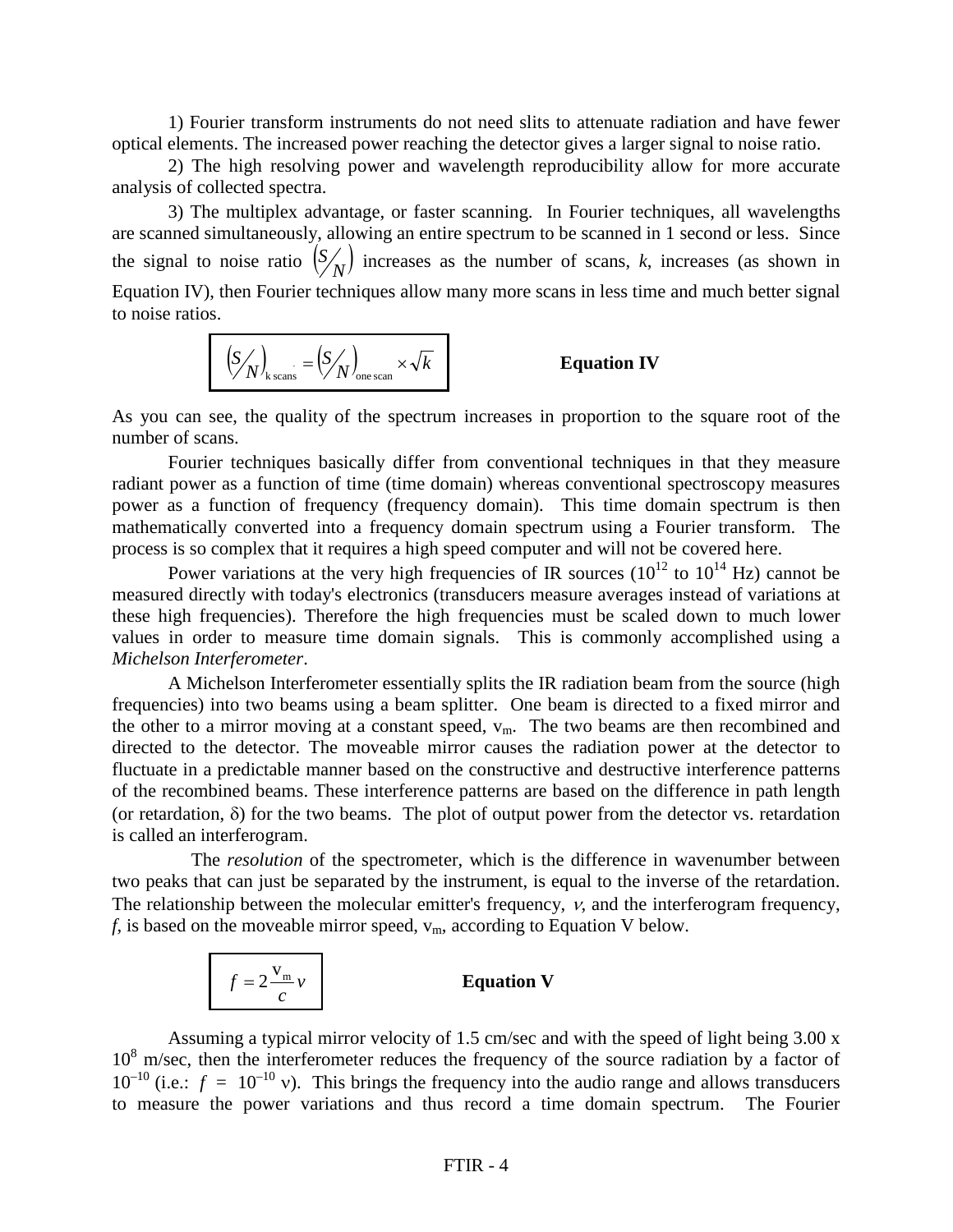1) Fourier transform instruments do not need slits to attenuate radiation and have fewer optical elements. The increased power reaching the detector gives a larger signal to noise ratio.

2) The high resolving power and wavelength reproducibility allow for more accurate analysis of collected spectra.

3) The multiplex advantage, or faster scanning. In Fourier techniques, all wavelengths are scanned simultaneously, allowing an entire spectrum to be scanned in 1 second or less. Since the signal to noise ratio $\left(S/N\right)$ increases as the number of scans, *k*, increases (as shown in Equation IV), then Fourier techniques allow many more scans in less time and much better signal to noise ratios.

$$\left(S/N\right)_{\text{k scans}} = \left(S/N\right)_{\text{one scan}} \times \sqrt{k} \qquad \textbf{Equation IV}$$

As you can see, the quality of the spectrum increases in proportion to the square root of the number of scans.

Fourier techniques basically differ from conventional techniques in that they measure radiant power as a function of time (time domain) whereas conventional spectroscopy measures power as a function of frequency (frequency domain). This time domain spectrum is then mathematically converted into a frequency domain spectrum using a Fourier transform. The process is so complex that it requires a high speed computer and will not be covered here.

Power variations at the very high frequencies of IR sources ($10^{12}$ to $10^{14}$ Hz) cannot be measured directly with today's electronics (transducers measure averages instead of variations at these high frequencies). Therefore the high frequencies must be scaled down to much lower values in order to measure time domain signals. This is commonly accomplished using a *Michelson Interferometer*.

A Michelson Interferometer essentially splits the IR radiation beam from the source (high frequencies) into two beams using a beam splitter. One beam is directed to a fixed mirror and the other to a mirror moving at a constant speed, $v_m$. The two beams are then recombined and directed to the detector. The moveable mirror causes the radiation power at the detector to fluctuate in a predictable manner based on the constructive and destructive interference patterns of the recombined beams. These interference patterns are based on the difference in path length (or retardation, $\delta$) for the two beams. The plot of output power from the detector vs. retardation is called an interferogram.

The *resolution* of the spectrometer, which is the difference in wavenumber between two peaks that can just be separated by the instrument, is equal to the inverse of the retardation. The relationship between the molecular emitter's frequency, $\nu$, and the interferogram frequency, *f*, is based on the moveable mirror speed, $v_m$, according to Equation V below.

$$f = 2\frac{v_m}{c}\nu \qquad \textbf{Equation V}$$

Assuming a typical mirror velocity of 1.5 cm/sec and with the speed of light being 3.00 x $10^8$ m/sec, then the interferometer reduces the frequency of the source radiation by a factor of $10^{-10}$ (i.e.: $f = 10^{-10}\,\nu$). This brings the frequency into the audio range and allows transducers to measure the power variations and thus record a time domain spectrum. The Fourier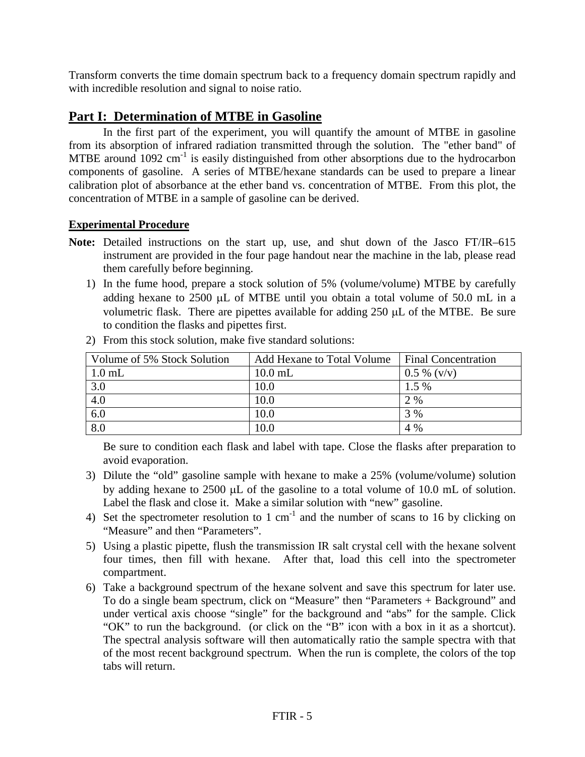Transform converts the time domain spectrum back to a frequency domain spectrum rapidly and with incredible resolution and signal to noise ratio.

## Part I: Determination of MTBE in Gasoline

In the first part of the experiment, you will quantify the amount of MTBE in gasoline from its absorption of infrared radiation transmitted through the solution. The "ether band" of MTBE around 1092 $cm^{-1}$ is easily distinguished from other absorptions due to the hydrocarbon components of gasoline. A series of MTBE/hexane standards can be used to prepare a linear calibration plot of absorbance at the ether band vs. concentration of MTBE. From this plot, the concentration of MTBE in a sample of gasoline can be derived.

### Experimental Procedure

**Note:** Detailed instructions on the start up, use, and shut down of the Jasco FT/IR–615 instrument are provided in the four page handout near the machine in the lab, please read them carefully before beginning.

1) In the fume hood, prepare a stock solution of 5% (volume/volume) MTBE by carefully adding hexane to 2500 μL of MTBE until you obtain a total volume of 50.0 mL in a volumetric flask. There are pipettes available for adding 250 μL of the MTBE. Be sure to condition the flasks and pipettes first.

2) From this stock solution, make five standard solutions:

| Volume of 5% Stock Solution | Add Hexane to Total Volume | Final Concentration |
|---|---|---|
| 1.0 mL | 10.0 mL | 0.5 % (v/v) |
| 3.0 | 10.0 | 1.5 % |
| 4.0 | 10.0 | 2 % |
| 6.0 | 10.0 | 3 % |
| 8.0 | 10.0 | 4 % |

Be sure to condition each flask and label with tape. Close the flasks after preparation to avoid evaporation.

3) Dilute the "old" gasoline sample with hexane to make a 25% (volume/volume) solution by adding hexane to 2500 μL of the gasoline to a total volume of 10.0 mL of solution. Label the flask and close it. Make a similar solution with "new" gasoline.

4) Set the spectrometer resolution to 1 $cm^{-1}$ and the number of scans to 16 by clicking on "Measure" and then "Parameters".

5) Using a plastic pipette, flush the transmission IR salt crystal cell with the hexane solvent four times, then fill with hexane. After that, load this cell into the spectrometer compartment.

6) Take a background spectrum of the hexane solvent and save this spectrum for later use. To do a single beam spectrum, click on "Measure" then "Parameters + Background" and under vertical axis choose "single" for the background and "abs" for the sample. Click "OK" to run the background. (or click on the "B" icon with a box in it as a shortcut). The spectral analysis software will then automatically ratio the sample spectra with that of the most recent background spectrum. When the run is complete, the colors of the top tabs will return.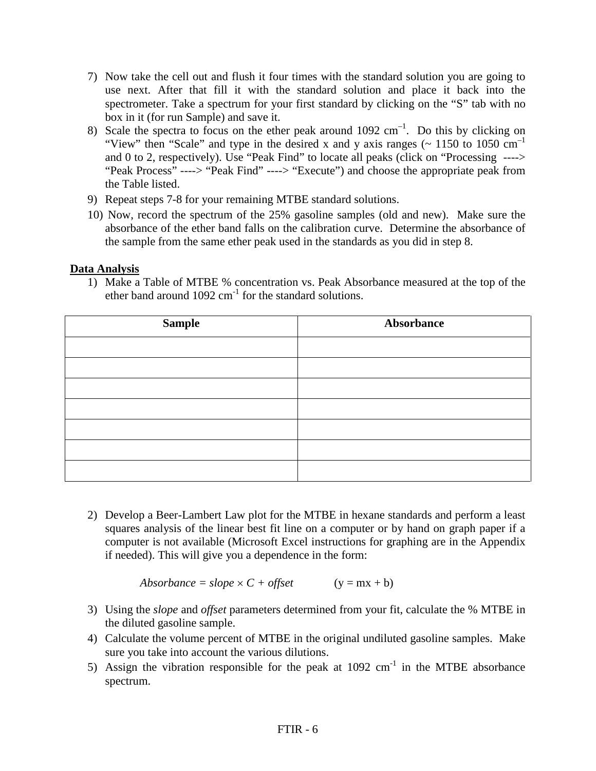7) Now take the cell out and flush it four times with the standard solution you are going to use next. After that fill it with the standard solution and place it back into the spectrometer. Take a spectrum for your first standard by clicking on the "S" tab with no box in it (for run Sample) and save it.
8) Scale the spectra to focus on the ether peak around 1092 $cm^{-1}$. Do this by clicking on "View" then "Scale" and type in the desired x and y axis ranges (~ 1150 to 1050 $cm^{-1}$ and 0 to 2, respectively). Use "Peak Find" to locate all peaks (click on "Processing ----> "Peak Process" ----> "Peak Find" ----> "Execute") and choose the appropriate peak from the Table listed.
9) Repeat steps 7-8 for your remaining MTBE standard solutions.
10) Now, record the spectrum of the 25% gasoline samples (old and new). Make sure the absorbance of the ether band falls on the calibration curve. Determine the absorbance of the sample from the same ether peak used in the standards as you did in step 8.

**Data Analysis**

1) Make a Table of MTBE % concentration vs. Peak Absorbance measured at the top of the ether band around 1092 $cm^{-1}$ for the standard solutions.

| Sample | Absorbance |
|---|---|
| | |
| | |
| | |
| | |
| | |
| | |
| | |

2) Develop a Beer-Lambert Law plot for the MTBE in hexane standards and perform a least squares analysis of the linear best fit line on a computer or by hand on graph paper if a computer is not available (Microsoft Excel instructions for graphing are in the Appendix if needed). This will give you a dependence in the form:

$$Absorbance = slope \times C + offset \qquad (y = mx + b)$$

3) Using the *slope* and *offset* parameters determined from your fit, calculate the % MTBE in the diluted gasoline sample.
4) Calculate the volume percent of MTBE in the original undiluted gasoline samples. Make sure you take into account the various dilutions.
5) Assign the vibration responsible for the peak at 1092 $cm^{-1}$ in the MTBE absorbance spectrum.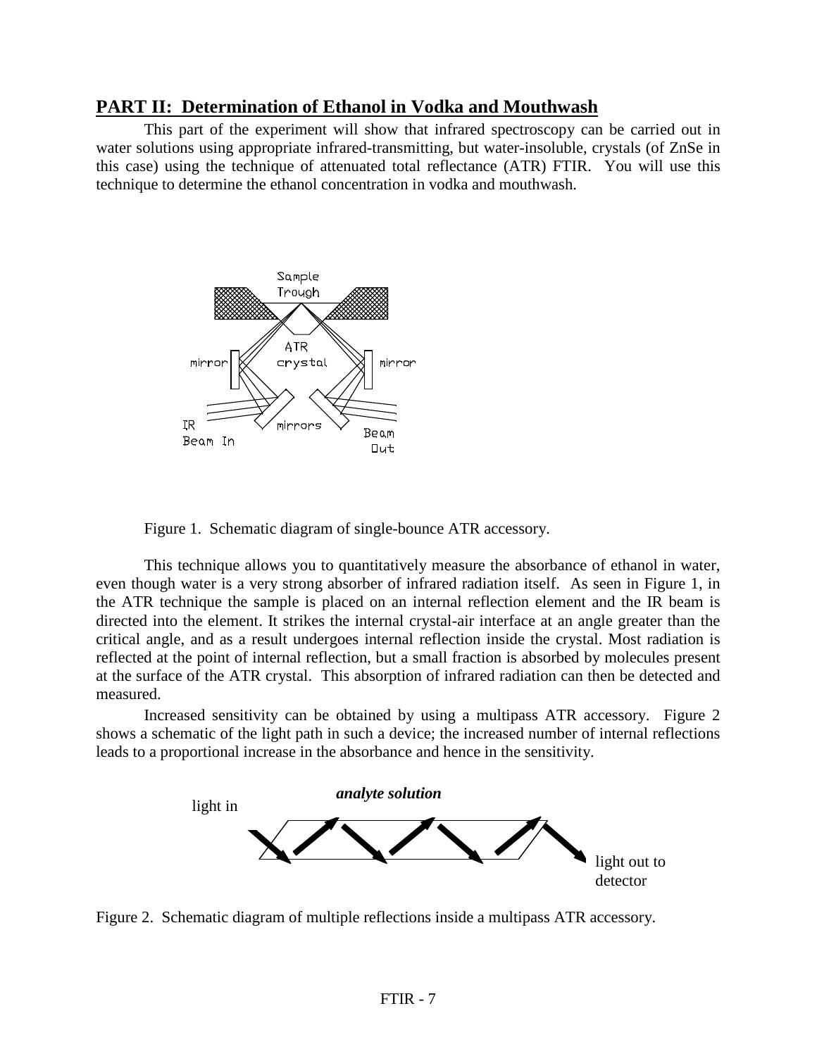## PART II: Determination of Ethanol in Vodka and Mouthwash

This part of the experiment will show that infrared spectroscopy can be carried out in water solutions using appropriate infrared-transmitting, but water-insoluble, crystals (of ZnSe in this case) using the technique of attenuated total reflectance (ATR) FTIR. You will use this technique to determine the ethanol concentration in vodka and mouthwash.

Figure 1. Schematic diagram of single-bounce ATR accessory.

This technique allows you to quantitatively measure the absorbance of ethanol in water, even though water is a very strong absorber of infrared radiation itself. As seen in Figure 1, in the ATR technique the sample is placed on an internal reflection element and the IR beam is directed into the element. It strikes the internal crystal-air interface at an angle greater than the critical angle, and as a result undergoes internal reflection inside the crystal. Most radiation is reflected at the point of internal reflection, but a small fraction is absorbed by molecules present at the surface of the ATR crystal. This absorption of infrared radiation can then be detected and measured.

Increased sensitivity can be obtained by using a multipass ATR accessory. Figure 2 shows a schematic of the light path in such a device; the increased number of internal reflections leads to a proportional increase in the absorbance and hence in the sensitivity.

Figure 2. Schematic diagram of multiple reflections inside a multipass ATR accessory.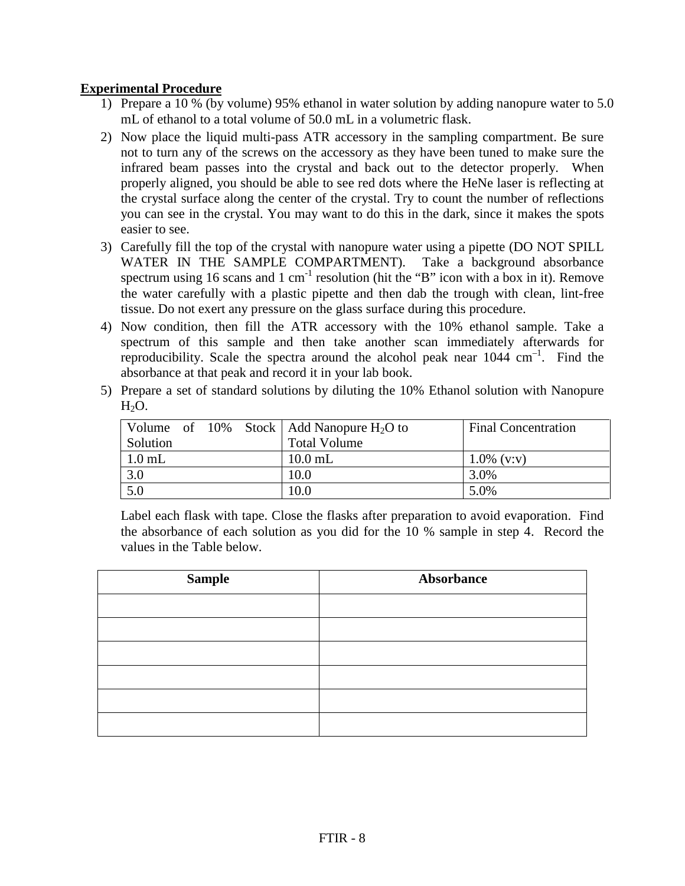**Experimental Procedure**

1) Prepare a 10 % (by volume) 95% ethanol in water solution by adding nanopure water to 5.0 mL of ethanol to a total volume of 50.0 mL in a volumetric flask.
2) Now place the liquid multi-pass ATR accessory in the sampling compartment. Be sure not to turn any of the screws on the accessory as they have been tuned to make sure the infrared beam passes into the crystal and back out to the detector properly. When properly aligned, you should be able to see red dots where the HeNe laser is reflecting at the crystal surface along the center of the crystal. Try to count the number of reflections you can see in the crystal. You may want to do this in the dark, since it makes the spots easier to see.
3) Carefully fill the top of the crystal with nanopure water using a pipette (DO NOT SPILL WATER IN THE SAMPLE COMPARTMENT). Take a background absorbance spectrum using 16 scans and 1 $cm^{-1}$ resolution (hit the "B" icon with a box in it). Remove the water carefully with a plastic pipette and then dab the trough with clean, lint-free tissue. Do not exert any pressure on the glass surface during this procedure.
4) Now condition, then fill the ATR accessory with the 10% ethanol sample. Take a spectrum of this sample and then take another scan immediately afterwards for reproducibility. Scale the spectra around the alcohol peak near 1044 $cm^{-1}$. Find the absorbance at that peak and record it in your lab book.
5) Prepare a set of standard solutions by diluting the 10% Ethanol solution with Nanopure $H_2O$.

| Volume of 10% Stock Solution | Add Nanopure $H_2O$ to Total Volume | Final Concentration |
|---|---|---|
| 1.0 mL | 10.0 mL | 1.0% (v:v) |
| 3.0 | 10.0 | 3.0% |
| 5.0 | 10.0 | 5.0% |

Label each flask with tape. Close the flasks after preparation to avoid evaporation. Find the absorbance of each solution as you did for the 10 % sample in step 4. Record the values in the Table below.

| Sample | Absorbance |
|---|---|
| | |
| | |
| | |
| | |
| | |
| | |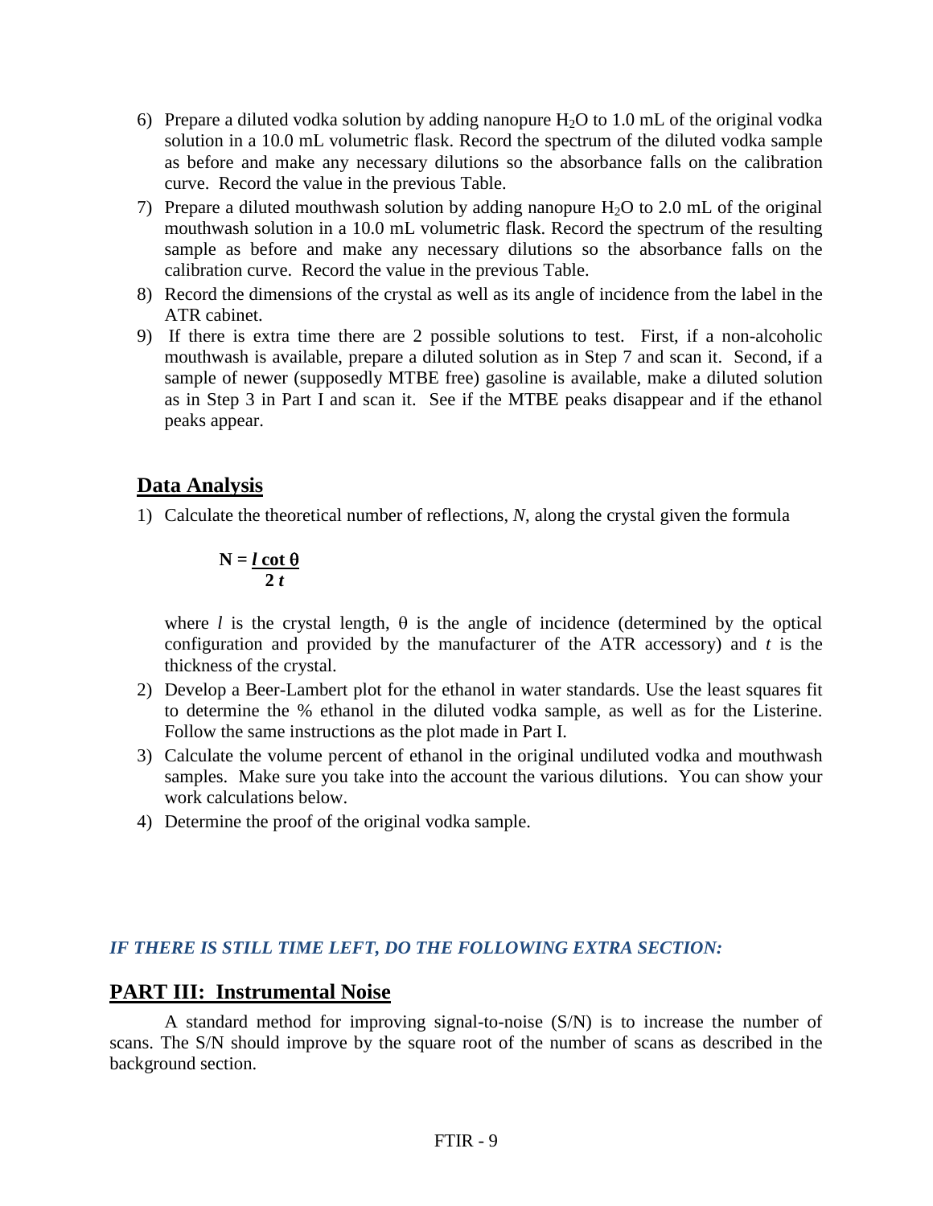6) Prepare a diluted vodka solution by adding nanopure $H_2O$ to 1.0 mL of the original vodka solution in a 10.0 mL volumetric flask. Record the spectrum of the diluted vodka sample as before and make any necessary dilutions so the absorbance falls on the calibration curve. Record the value in the previous Table.
7) Prepare a diluted mouthwash solution by adding nanopure $H_2O$ to 2.0 mL of the original mouthwash solution in a 10.0 mL volumetric flask. Record the spectrum of the resulting sample as before and make any necessary dilutions so the absorbance falls on the calibration curve. Record the value in the previous Table.
8) Record the dimensions of the crystal as well as its angle of incidence from the label in the ATR cabinet.
9) If there is extra time there are 2 possible solutions to test. First, if a non-alcoholic mouthwash is available, prepare a diluted solution as in Step 7 and scan it. Second, if a sample of newer (supposedly MTBE free) gasoline is available, make a diluted solution as in Step 3 in Part I and scan it. See if the MTBE peaks disappear and if the ethanol peaks appear.

## Data Analysis

1) Calculate the theoretical number of reflections, *N*, along the crystal given the formula

$$N = \frac{l \cot \theta}{2t}$$

   where *l* is the crystal length, θ is the angle of incidence (determined by the optical configuration and provided by the manufacturer of the ATR accessory) and *t* is the thickness of the crystal.

2) Develop a Beer-Lambert plot for the ethanol in water standards. Use the least squares fit to determine the % ethanol in the diluted vodka sample, as well as for the Listerine. Follow the same instructions as the plot made in Part I.
3) Calculate the volume percent of ethanol in the original undiluted vodka and mouthwash samples. Make sure you take into the account the various dilutions. You can show your work calculations below.
4) Determine the proof of the original vodka sample.

***IF THERE IS STILL TIME LEFT, DO THE FOLLOWING EXTRA SECTION:***

## PART III: Instrumental Noise

A standard method for improving signal-to-noise (S/N) is to increase the number of scans. The S/N should improve by the square root of the number of scans as described in the background section.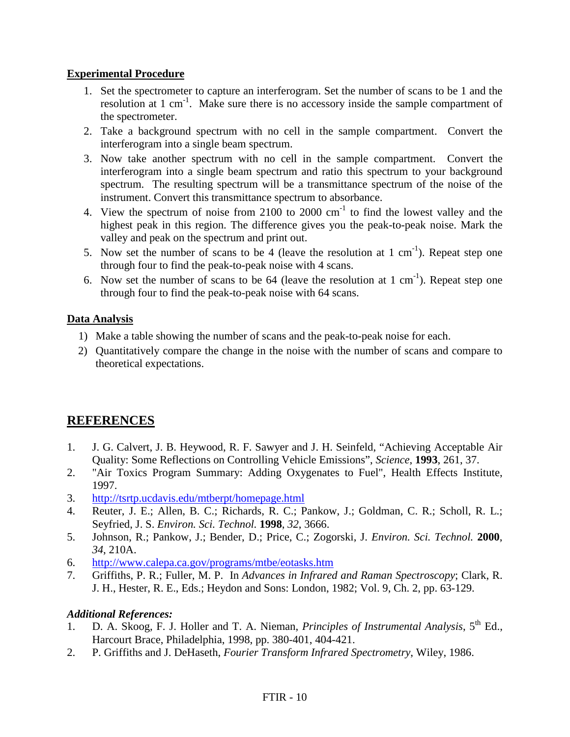**Experimental Procedure**

1. Set the spectrometer to capture an interferogram. Set the number of scans to be 1 and the resolution at 1 $cm^{-1}$. Make sure there is no accessory inside the sample compartment of the spectrometer.
2. Take a background spectrum with no cell in the sample compartment. Convert the interferogram into a single beam spectrum.
3. Now take another spectrum with no cell in the sample compartment. Convert the interferogram into a single beam spectrum and ratio this spectrum to your background spectrum. The resulting spectrum will be a transmittance spectrum of the noise of the instrument. Convert this transmittance spectrum to absorbance.
4. View the spectrum of noise from 2100 to 2000 $cm^{-1}$ to find the lowest valley and the highest peak in this region. The difference gives you the peak-to-peak noise. Mark the valley and peak on the spectrum and print out.
5. Now set the number of scans to be 4 (leave the resolution at 1 $cm^{-1}$). Repeat step one through four to find the peak-to-peak noise with 4 scans.
6. Now set the number of scans to be 64 (leave the resolution at 1 $cm^{-1}$). Repeat step one through four to find the peak-to-peak noise with 64 scans.

**Data Analysis**

1) Make a table showing the number of scans and the peak-to-peak noise for each.
2) Quantitatively compare the change in the noise with the number of scans and compare to theoretical expectations.

## REFERENCES

1. J. G. Calvert, J. B. Heywood, R. F. Sawyer and J. H. Seinfeld, "Achieving Acceptable Air Quality: Some Reflections on Controlling Vehicle Emissions", *Science*, **1993**, 261, 37.
2. "Air Toxics Program Summary: Adding Oxygenates to Fuel", Health Effects Institute, 1997.
3. http://tsrtp.ucdavis.edu/mtberpt/homepage.html
4. Reuter, J. E.; Allen, B. C.; Richards, R. C.; Pankow, J.; Goldman, C. R.; Scholl, R. L.; Seyfried, J. S. *Environ. Sci. Technol.* **1998**, *32*, 3666.
5. Johnson, R.; Pankow, J.; Bender, D.; Price, C.; Zogorski, J. *Environ. Sci. Technol.* **2000**, *34*, 210A.
6. http://www.calepa.ca.gov/programs/mtbe/eotasks.htm
7. Griffiths, P. R.; Fuller, M. P. In *Advances in Infrared and Raman Spectroscopy*; Clark, R. J. H., Hester, R. E., Eds.; Heydon and Sons: London, 1982; Vol. 9, Ch. 2, pp. 63-129.

***Additional References:***

1. D. A. Skoog, F. J. Holler and T. A. Nieman, *Principles of Instrumental Analysis*, 5th Ed., Harcourt Brace, Philadelphia, 1998, pp. 380-401, 404-421.
2. P. Griffiths and J. DeHaseth, *Fourier Transform Infrared Spectrometry*, Wiley, 1986.